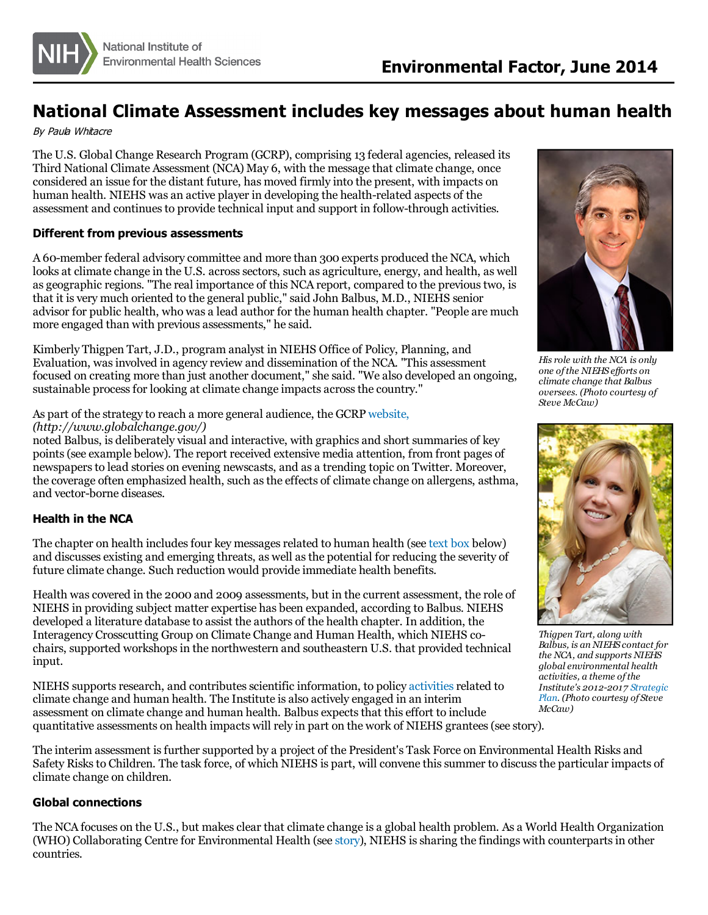# National Climate Assessment includes key messages about human health

*By Paula Whitacre*

The U.S. Global Change Research Program (GCRP), comprising 13 federal agencies, released its Third National Climate Assessment (NCA) May 6, with the message that climate change, once considered an issue for the distant future, has moved firmly into the present, with impacts on human health. NIEHS was an active player in developing the health-related aspects of the assessment and continues to provide technical input and support in follow-through activities.

### Different from previous assessments

A 60-member federal advisory committee and more than 300 experts produced the NCA, which looks at climate change in the U.S. across sectors, such as agriculture, energy, and health, as well as geographic regions. "The real importance of this NCA report, compared to the previous two, is that it is very much oriented to the general public," said John Balbus, M.D., NIEHS senior advisor for public health, who was a lead author for the human health chapter. "People are much more engaged than with previous assessments," he said.

*His role with the NCA is only one of the NIEHS efforts on climate change that Balbus oversees. (Photo courtesy of Steve McCaw)*

Kimberly Thigpen Tart, J.D., program analyst in NIEHS Office of Policy, Planning, and Evaluation, was involved in agency review and dissemination of the NCA. "This assessment focused on creating more than just another document," she said. "We also developed an ongoing, sustainable process for looking at climate change impacts across the country."

As part of the strategy to reach a more general audience, the GCRP website, *(http://www.globalchange.gov/)* noted Balbus, is deliberately visual and interactive, with graphics and short summaries of key points (see example below). The report received extensive media attention, from front pages of newspapers to lead stories on evening newscasts, and as a trending topic on Twitter. Moreover, the coverage often emphasized health, such as the effects of climate change on allergens, asthma, and vector-borne diseases.

### Health in the NCA

The chapter on health includes four key messages related to human health (see text box below) and discusses existing and emerging threats, as well as the potential for reducing the severity of future climate change. Such reduction would provide immediate health benefits.

*Thigpen Tart, along with Balbus, is an NIEHS contact for the NCA, and supports NIEHS global environmental health activities, a theme of the Institute's 2012-2017 Strategic Plan. (Photo courtesy of Steve McCaw)*

Health was covered in the 2000 and 2009 assessments, but in the current assessment, the role of NIEHS in providing subject matter expertise has been expanded, according to Balbus. NIEHS developed a literature database to assist the authors of the health chapter. In addition, the Interagency Crosscutting Group on Climate Change and Human Health, which NIEHS co-chairs, supported workshops in the northwestern and southeastern U.S. that provided technical input.

NIEHS supports research, and contributes scientific information, to policy activities related to climate change and human health. The Institute is also actively engaged in an interim assessment on climate change and human health. Balbus expects that this effort to include quantitative assessments on health impacts will rely in part on the work of NIEHS grantees (see story).

The interim assessment is further supported by a project of the President's Task Force on Environmental Health Risks and Safety Risks to Children. The task force, of which NIEHS is part, will convene this summer to discuss the particular impacts of climate change on children.

### Global connections

The NCA focuses on the U.S., but makes clear that climate change is a global health problem. As a World Health Organization (WHO) Collaborating Centre for Environmental Health (see story), NIEHS is sharing the findings with counterparts in other countries.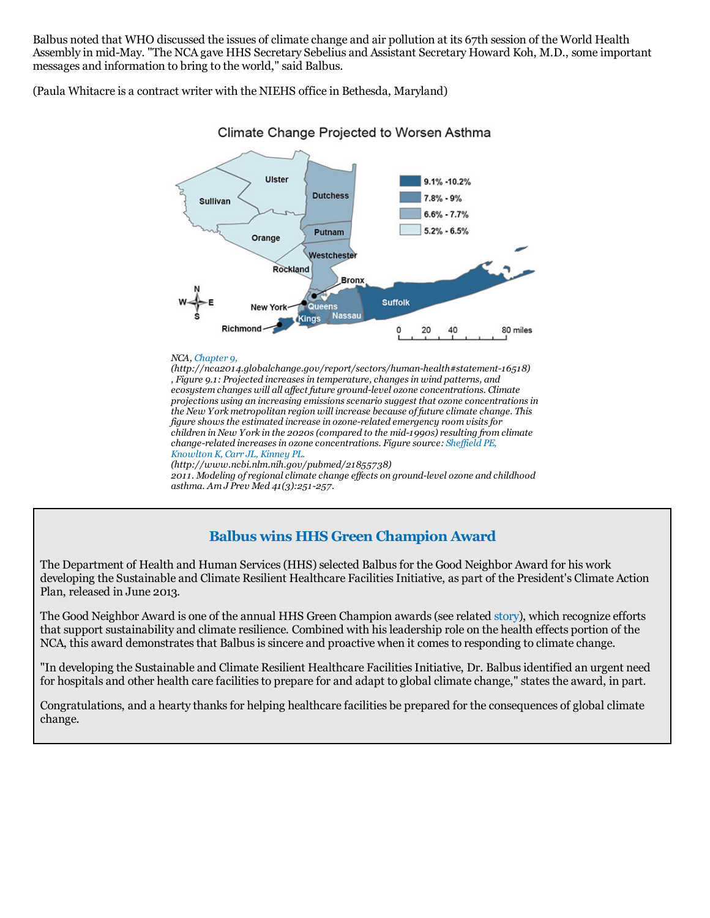Balbus noted that WHO discussed the issues of climate change and air pollution at its 67th session of the World Health Assembly in mid-May. "The NCA gave HHS Secretary Sebelius and Assistant Secretary Howard Koh, M.D., some important messages and information to bring to the world," said Balbus.

(Paula Whitacre is a contract writer with the NIEHS office in Bethesda, Maryland)

Climate Change Projected to Worsen Asthma

*NCA, Chapter 9, (http://nca2014.globalchange.gov/report/sectors/human-health#statement-16518) , Figure 9.1: Projected increases in temperature, changes in wind patterns, and ecosystem changes will all affect future ground-level ozone concentrations. Climate projections using an increasing emissions scenario suggest that ozone concentrations in the New York metropolitan region will increase because of future climate change. This figure shows the estimated increase in ozone-related emergency room visits for children in New York in the 2020s (compared to the mid-1990s) resulting from climate change-related increases in ozone concentrations. Figure source: Sheffield PE, Knowlton K, Carr JL, Kinney PL. (http://www.ncbi.nlm.nih.gov/pubmed/21855738) 2011. Modeling of regional climate change effects on ground-level ozone and childhood asthma. Am J Prev Med 41(3):251-257.*

## Balbus wins HHS Green Champion Award

The Department of Health and Human Services (HHS) selected Balbus for the Good Neighbor Award for his work developing the Sustainable and Climate Resilient Healthcare Facilities Initiative, as part of the President's Climate Action Plan, released in June 2013.

The Good Neighbor Award is one of the annual HHS Green Champion awards (see related story), which recognize efforts that support sustainability and climate resilience. Combined with his leadership role on the health effects portion of the NCA, this award demonstrates that Balbus is sincere and proactive when it comes to responding to climate change.

"In developing the Sustainable and Climate Resilient Healthcare Facilities Initiative, Dr. Balbus identified an urgent need for hospitals and other health care facilities to prepare for and adapt to global climate change," states the award, in part.

Congratulations, and a hearty thanks for helping healthcare facilities be prepared for the consequences of global climate change.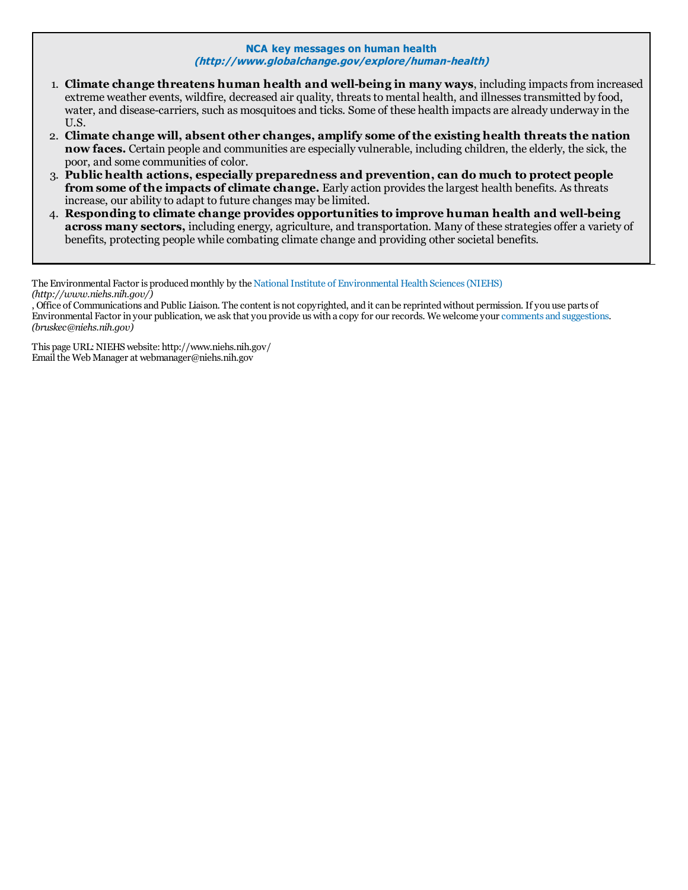### NCA key messages on human health
***(http://www.globalchange.gov/explore/human-health)***

1. **Climate change threatens human health and well-being in many ways**, including impacts from increased extreme weather events, wildfire, decreased air quality, threats to mental health, and illnesses transmitted by food, water, and disease-carriers, such as mosquitoes and ticks. Some of these health impacts are already underway in the U.S.
2. **Climate change will, absent other changes, amplify some of the existing health threats the nation now faces.** Certain people and communities are especially vulnerable, including children, the elderly, the sick, the poor, and some communities of color.
3. **Public health actions, especially preparedness and prevention, can do much to protect people from some of the impacts of climate change.** Early action provides the largest health benefits. As threats increase, our ability to adapt to future changes may be limited.
4. **Responding to climate change provides opportunities to improve human health and well-being across many sectors,** including energy, agriculture, and transportation. Many of these strategies offer a variety of benefits, protecting people while combating climate change and providing other societal benefits.

The Environmental Factor is produced monthly by the National Institute of Environmental Health Sciences (NIEHS) *(http://www.niehs.nih.gov/)*
, Office of Communications and Public Liaison. The content is not copyrighted, and it can be reprinted without permission. If you use parts of Environmental Factor in your publication, we ask that you provide us with a copy for our records. We welcome your comments and suggestions. *(bruskec@niehs.nih.gov)*

This page URL: NIEHS website: http://www.niehs.nih.gov/
Email the Web Manager at webmanager@niehs.nih.gov